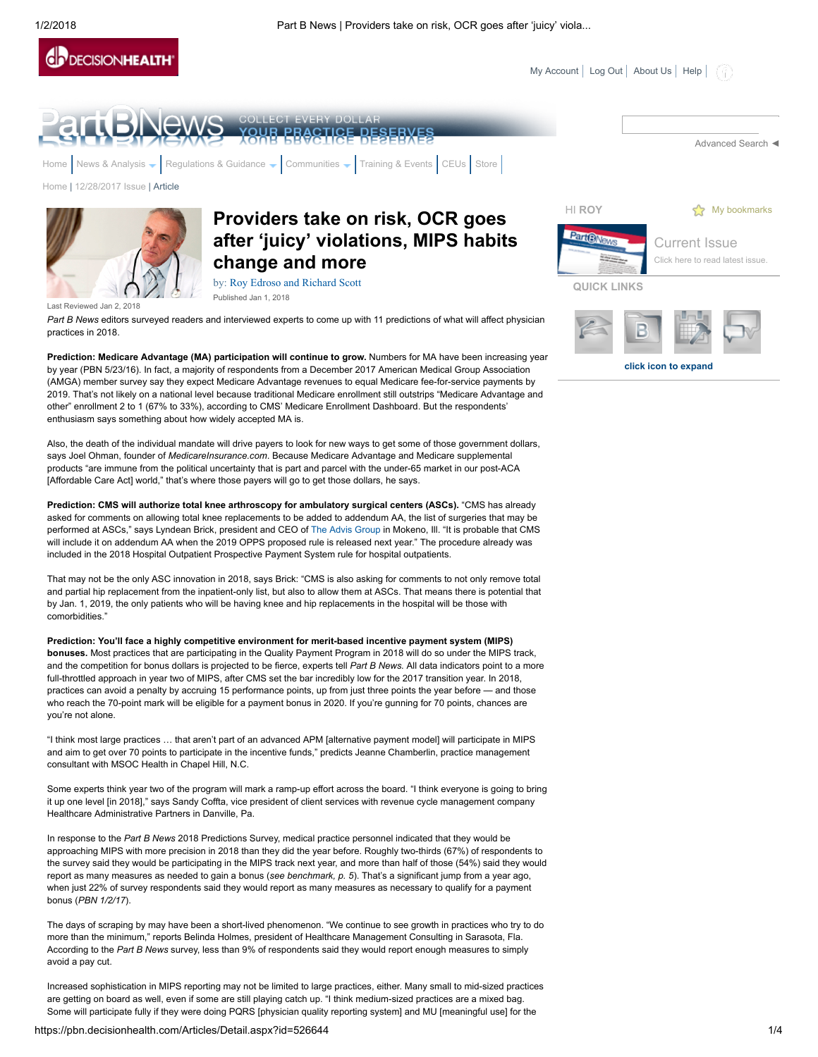# Providers take on risk, OCR goes after 'juicy' violations, MIPS habits change and more

by: Roy Edroso and Richard Scott

Published Jan 1, 2018

Last Reviewed Jan 2, 2018

*Part B News* editors surveyed readers and interviewed experts to come up with 11 predictions of what will affect physician practices in 2018.

**Prediction: Medicare Advantage (MA) participation will continue to grow.** Numbers for MA have been increasing year by year (PBN 5/23/16). In fact, a majority of respondents from a December 2017 American Medical Group Association (AMGA) member survey say they expect Medicare Advantage revenues to equal Medicare fee-for-service payments by 2019. That's not likely on a national level because traditional Medicare enrollment still outstrips "Medicare Advantage and other" enrollment 2 to 1 (67% to 33%), according to CMS' Medicare Enrollment Dashboard. But the respondents' enthusiasm says something about how widely accepted MA is.

Also, the death of the individual mandate will drive payers to look for new ways to get some of those government dollars, says Joel Ohman, founder of *MedicareInsurance.com*. Because Medicare Advantage and Medicare supplemental products "are immune from the political uncertainty that is part and parcel with the under-65 market in our post-ACA [Affordable Care Act] world," that's where those payers will go to get those dollars, he says.

**Prediction: CMS will authorize total knee arthroscopy for ambulatory surgical centers (ASCs).** "CMS has already asked for comments on allowing total knee replacements to be added to addendum AA, the list of surgeries that may be performed at ASCs," says Lyndean Brick, president and CEO of The Advis Group in Mokeno, Ill. "It is probable that CMS will include it on addendum AA when the 2019 OPPS proposed rule is released next year." The procedure already was included in the 2018 Hospital Outpatient Prospective Payment System rule for hospital outpatients.

That may not be the only ASC innovation in 2018, says Brick: "CMS is also asking for comments to not only remove total and partial hip replacement from the inpatient-only list, but also to allow them at ASCs. That means there is potential that by Jan. 1, 2019, the only patients who will be having knee and hip replacements in the hospital will be those with comorbidities."

**Prediction: You'll face a highly competitive environment for merit-based incentive payment system (MIPS) bonuses.** Most practices that are participating in the Quality Payment Program in 2018 will do so under the MIPS track, and the competition for bonus dollars is projected to be fierce, experts tell *Part B News*. All data indicators point to a more full-throttled approach in year two of MIPS, after CMS set the bar incredibly low for the 2017 transition year. In 2018, practices can avoid a penalty by accruing 15 performance points, up from just three points the year before — and those who reach the 70-point mark will be eligible for a payment bonus in 2020. If you're gunning for 70 points, chances are you're not alone.

"I think most large practices … that aren't part of an advanced APM [alternative payment model] will participate in MIPS and aim to get over 70 points to participate in the incentive funds," predicts Jeanne Chamberlin, practice management consultant with MSOC Health in Chapel Hill, N.C.

Some experts think year two of the program will mark a ramp-up effort across the board. "I think everyone is going to bring it up one level [in 2018]," says Sandy Coffta, vice president of client services with revenue cycle management company Healthcare Administrative Partners in Danville, Pa.

In response to the *Part B News* 2018 Predictions Survey, medical practice personnel indicated that they would be approaching MIPS with more precision in 2018 than they did the year before. Roughly two-thirds (67%) of respondents to the survey said they would be participating in the MIPS track next year, and more than half of those (54%) said they would report as many measures as needed to gain a bonus (*see benchmark, p. 5*). That's a significant jump from a year ago, when just 22% of survey respondents said they would report as many measures as necessary to qualify for a payment bonus (*PBN 1/2/17*).

The days of scraping by may have been a short-lived phenomenon. "We continue to see growth in practices who try to do more than the minimum," reports Belinda Holmes, president of Healthcare Management Consulting in Sarasota, Fla. According to the *Part B News* survey, less than 9% of respondents said they would report enough measures to simply avoid a pay cut.

Increased sophistication in MIPS reporting may not be limited to large practices, either. Many small to mid-sized practices are getting on board as well, even if some are still playing catch up. "I think medium-sized practices are a mixed bag. Some will participate fully if they were doing PQRS [physician quality reporting system] and MU [meaningful use] for the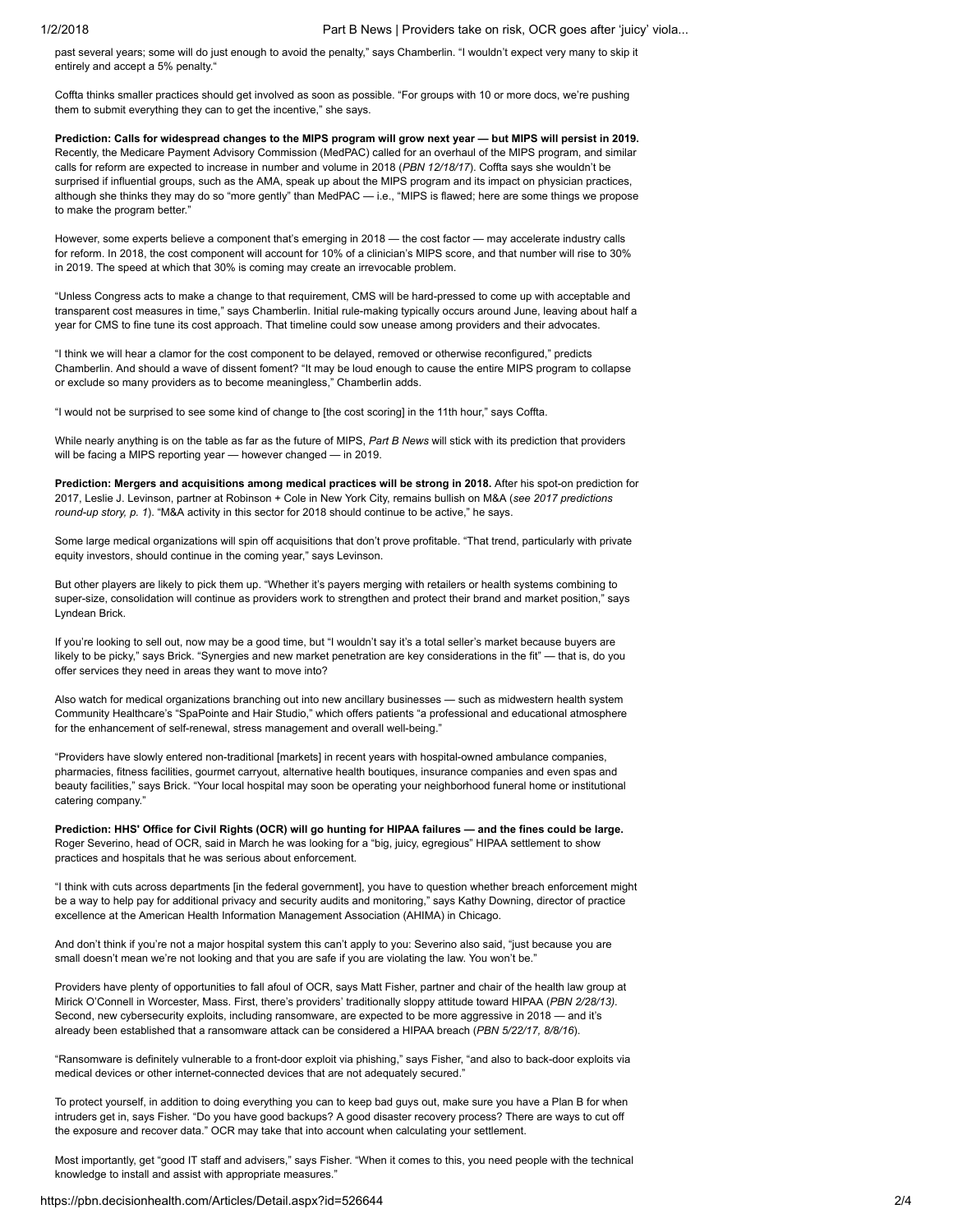past several years; some will do just enough to avoid the penalty," says Chamberlin. "I wouldn't expect very many to skip it entirely and accept a 5% penalty."

Coffta thinks smaller practices should get involved as soon as possible. "For groups with 10 or more docs, we're pushing them to submit everything they can to get the incentive," she says.

**Prediction: Calls for widespread changes to the MIPS program will grow next year — but MIPS will persist in 2019.** Recently, the Medicare Payment Advisory Commission (MedPAC) called for an overhaul of the MIPS program, and similar calls for reform are expected to increase in number and volume in 2018 (*PBN 12/18/17*). Coffta says she wouldn't be surprised if influential groups, such as the AMA, speak up about the MIPS program and its impact on physician practices, although she thinks they may do so "more gently" than MedPAC — i.e., "MIPS is flawed; here are some things we propose to make the program better."

However, some experts believe a component that's emerging in 2018 — the cost factor — may accelerate industry calls for reform. In 2018, the cost component will account for 10% of a clinician's MIPS score, and that number will rise to 30% in 2019. The speed at which that 30% is coming may create an irrevocable problem.

"Unless Congress acts to make a change to that requirement, CMS will be hard-pressed to come up with acceptable and transparent cost measures in time," says Chamberlin. Initial rule-making typically occurs around June, leaving about half a year for CMS to fine tune its cost approach. That timeline could sow unease among providers and their advocates.

"I think we will hear a clamor for the cost component to be delayed, removed or otherwise reconfigured," predicts Chamberlin. And should a wave of dissent foment? "It may be loud enough to cause the entire MIPS program to collapse or exclude so many providers as to become meaningless," Chamberlin adds.

"I would not be surprised to see some kind of change to [the cost scoring] in the 11th hour," says Coffta.

While nearly anything is on the table as far as the future of MIPS, *Part B News* will stick with its prediction that providers will be facing a MIPS reporting year — however changed — in 2019.

**Prediction: Mergers and acquisitions among medical practices will be strong in 2018.** After his spot-on prediction for 2017, Leslie J. Levinson, partner at Robinson + Cole in New York City, remains bullish on M&A (*see 2017 predictions round-up story, p. 1*). "M&A activity in this sector for 2018 should continue to be active," he says.

Some large medical organizations will spin off acquisitions that don't prove profitable. "That trend, particularly with private equity investors, should continue in the coming year," says Levinson.

But other players are likely to pick them up. "Whether it's payers merging with retailers or health systems combining to super-size, consolidation will continue as providers work to strengthen and protect their brand and market position," says Lyndean Brick.

If you're looking to sell out, now may be a good time, but "I wouldn't say it's a total seller's market because buyers are likely to be picky," says Brick. "Synergies and new market penetration are key considerations in the fit" — that is, do you offer services they need in areas they want to move into?

Also watch for medical organizations branching out into new ancillary businesses — such as midwestern health system Community Healthcare's "SpaPointe and Hair Studio," which offers patients "a professional and educational atmosphere for the enhancement of self-renewal, stress management and overall well-being."

"Providers have slowly entered non-traditional [markets] in recent years with hospital-owned ambulance companies, pharmacies, fitness facilities, gourmet carryout, alternative health boutiques, insurance companies and even spas and beauty facilities," says Brick. "Your local hospital may soon be operating your neighborhood funeral home or institutional catering company."

**Prediction: HHS' Office for Civil Rights (OCR) will go hunting for HIPAA failures — and the fines could be large.** Roger Severino, head of OCR, said in March he was looking for a "big, juicy, egregious" HIPAA settlement to show practices and hospitals that he was serious about enforcement.

"I think with cuts across departments [in the federal government], you have to question whether breach enforcement might be a way to help pay for additional privacy and security audits and monitoring," says Kathy Downing, director of practice excellence at the American Health Information Management Association (AHIMA) in Chicago.

And don't think if you're not a major hospital system this can't apply to you: Severino also said, "just because you are small doesn't mean we're not looking and that you are safe if you are violating the law. You won't be."

Providers have plenty of opportunities to fall afoul of OCR, says Matt Fisher, partner and chair of the health law group at Mirick O'Connell in Worcester, Mass. First, there's providers' traditionally sloppy attitude toward HIPAA (*PBN 2/28/13)*. Second, new cybersecurity exploits, including ransomware, are expected to be more aggressive in 2018 — and it's already been established that a ransomware attack can be considered a HIPAA breach (*PBN 5/22/17, 8/8/16*).

"Ransomware is definitely vulnerable to a front-door exploit via phishing," says Fisher, "and also to back-door exploits via medical devices or other internet-connected devices that are not adequately secured."

To protect yourself, in addition to doing everything you can to keep bad guys out, make sure you have a Plan B for when intruders get in, says Fisher. "Do you have good backups? A good disaster recovery process? There are ways to cut off the exposure and recover data." OCR may take that into account when calculating your settlement.

Most importantly, get "good IT staff and advisers," says Fisher. "When it comes to this, you need people with the technical knowledge to install and assist with appropriate measures."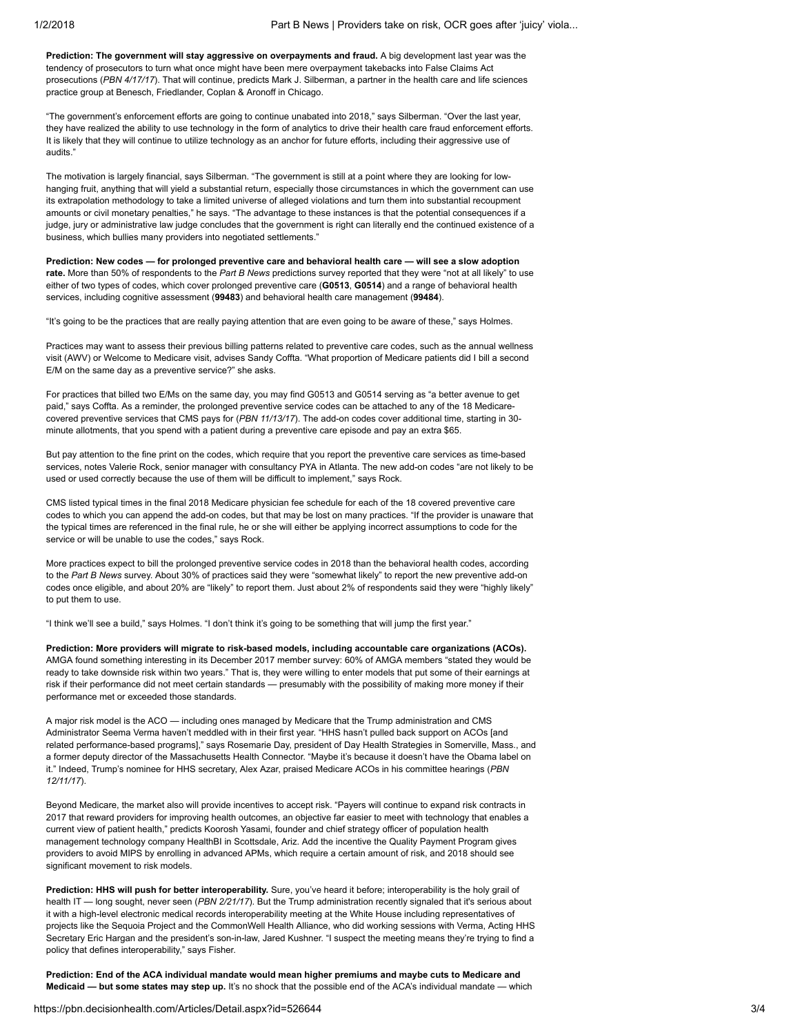**Prediction: The government will stay aggressive on overpayments and fraud.** A big development last year was the tendency of prosecutors to turn what once might have been mere overpayment takebacks into False Claims Act prosecutions (*PBN 4/17/17*). That will continue, predicts Mark J. Silberman, a partner in the health care and life sciences practice group at Benesch, Friedlander, Coplan & Aronoff in Chicago.

"The government's enforcement efforts are going to continue unabated into 2018," says Silberman. "Over the last year, they have realized the ability to use technology in the form of analytics to drive their health care fraud enforcement efforts. It is likely that they will continue to utilize technology as an anchor for future efforts, including their aggressive use of audits."

The motivation is largely financial, says Silberman. "The government is still at a point where they are looking for low-hanging fruit, anything that will yield a substantial return, especially those circumstances in which the government can use its extrapolation methodology to take a limited universe of alleged violations and turn them into substantial recoupment amounts or civil monetary penalties," he says. "The advantage to these instances is that the potential consequences if a judge, jury or administrative law judge concludes that the government is right can literally end the continued existence of a business, which bullies many providers into negotiated settlements."

**Prediction: New codes — for prolonged preventive care and behavioral health care — will see a slow adoption rate.** More than 50% of respondents to the *Part B News* predictions survey reported that they were "not at all likely" to use either of two types of codes, which cover prolonged preventive care (**G0513**, **G0514**) and a range of behavioral health services, including cognitive assessment (**99483**) and behavioral health care management (**99484**).

"It's going to be the practices that are really paying attention that are even going to be aware of these," says Holmes.

Practices may want to assess their previous billing patterns related to preventive care codes, such as the annual wellness visit (AWV) or Welcome to Medicare visit, advises Sandy Coffta. "What proportion of Medicare patients did I bill a second E/M on the same day as a preventive service?" she asks.

For practices that billed two E/Ms on the same day, you may find G0513 and G0514 serving as "a better avenue to get paid," says Coffta. As a reminder, the prolonged preventive service codes can be attached to any of the 18 Medicare-covered preventive services that CMS pays for (*PBN 11/13/17*). The add-on codes cover additional time, starting in 30-minute allotments, that you spend with a patient during a preventive care episode and pay an extra $65.

But pay attention to the fine print on the codes, which require that you report the preventive care services as time-based services, notes Valerie Rock, senior manager with consultancy PYA in Atlanta. The new add-on codes "are not likely to be used or used correctly because the use of them will be difficult to implement," says Rock.

CMS listed typical times in the final 2018 Medicare physician fee schedule for each of the 18 covered preventive care codes to which you can append the add-on codes, but that may be lost on many practices. "If the provider is unaware that the typical times are referenced in the final rule, he or she will either be applying incorrect assumptions to code for the service or will be unable to use the codes," says Rock.

More practices expect to bill the prolonged preventive service codes in 2018 than the behavioral health codes, according to the *Part B News* survey. About 30% of practices said they were "somewhat likely" to report the new preventive add-on codes once eligible, and about 20% are "likely" to report them. Just about 2% of respondents said they were "highly likely" to put them to use.

"I think we'll see a build," says Holmes. "I don't think it's going to be something that will jump the first year."

**Prediction: More providers will migrate to risk-based models, including accountable care organizations (ACOs).** AMGA found something interesting in its December 2017 member survey: 60% of AMGA members "stated they would be ready to take downside risk within two years." That is, they were willing to enter models that put some of their earnings at risk if their performance did not meet certain standards — presumably with the possibility of making more money if their performance met or exceeded those standards.

A major risk model is the ACO — including ones managed by Medicare that the Trump administration and CMS Administrator Seema Verma haven't meddled with in their first year. "HHS hasn't pulled back support on ACOs [and related performance-based programs]," says Rosemarie Day, president of Day Health Strategies in Somerville, Mass., and a former deputy director of the Massachusetts Health Connector. "Maybe it's because it doesn't have the Obama label on it." Indeed, Trump's nominee for HHS secretary, Alex Azar, praised Medicare ACOs in his committee hearings (*PBN 12/11/17*).

Beyond Medicare, the market also will provide incentives to accept risk. "Payers will continue to expand risk contracts in 2017 that reward providers for improving health outcomes, an objective far easier to meet with technology that enables a current view of patient health," predicts Koorosh Yasami, founder and chief strategy officer of population health management technology company HealthBI in Scottsdale, Ariz. Add the incentive the Quality Payment Program gives providers to avoid MIPS by enrolling in advanced APMs, which require a certain amount of risk, and 2018 should see significant movement to risk models.

**Prediction: HHS will push for better interoperability.** Sure, you've heard it before; interoperability is the holy grail of health IT — long sought, never seen (*PBN 2/21/17*). But the Trump administration recently signaled that it's serious about it with a high-level electronic medical records interoperability meeting at the White House including representatives of projects like the Sequoia Project and the CommonWell Health Alliance, who did working sessions with Verma, Acting HHS Secretary Eric Hargan and the president's son-in-law, Jared Kushner. "I suspect the meeting means they're trying to find a policy that defines interoperability," says Fisher.

**Prediction: End of the ACA individual mandate would mean higher premiums and maybe cuts to Medicare and Medicaid — but some states may step up.** It's no shock that the possible end of the ACA's individual mandate — which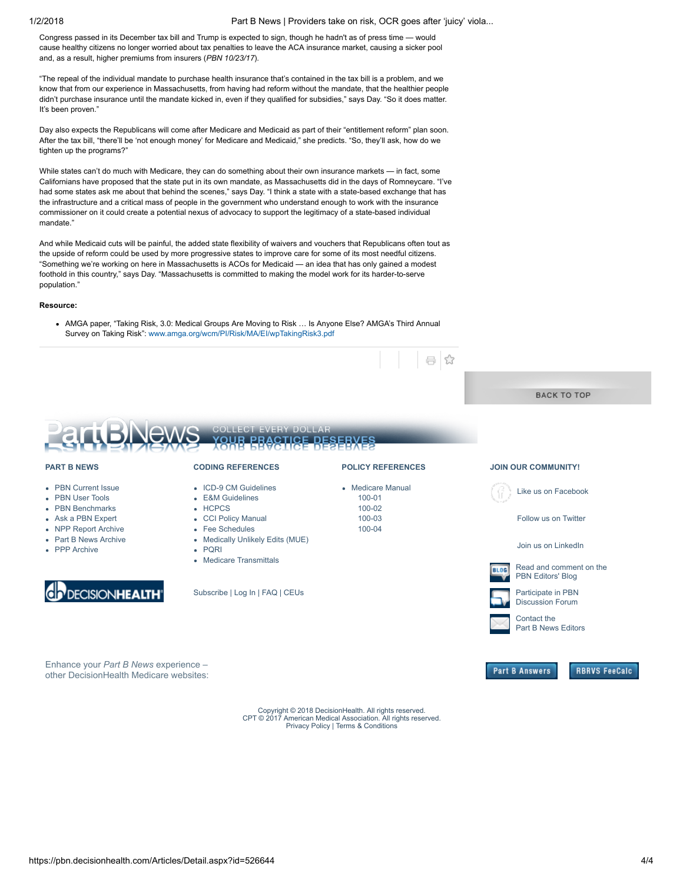Congress passed in its December tax bill and Trump is expected to sign, though he hadn't as of press time — would cause healthy citizens no longer worried about tax penalties to leave the ACA insurance market, causing a sicker pool and, as a result, higher premiums from insurers (*PBN 10/23/17*).

"The repeal of the individual mandate to purchase health insurance that's contained in the tax bill is a problem, and we know that from our experience in Massachusetts, from having had reform without the mandate, that the healthier people didn't purchase insurance until the mandate kicked in, even if they qualified for subsidies," says Day. "So it does matter. It's been proven."

Day also expects the Republicans will come after Medicare and Medicaid as part of their "entitlement reform" plan soon. After the tax bill, "there'll be 'not enough money' for Medicare and Medicaid," she predicts. "So, they'll ask, how do we tighten up the programs?"

While states can't do much with Medicare, they can do something about their own insurance markets — in fact, some Californians have proposed that the state put in its own mandate, as Massachusetts did in the days of Romneycare. "I've had some states ask me about that behind the scenes," says Day. "I think a state with a state-based exchange that has the infrastructure and a critical mass of people in the government who understand enough to work with the insurance commissioner on it could create a potential nexus of advocacy to support the legitimacy of a state-based individual mandate."

And while Medicaid cuts will be painful, the added state flexibility of waivers and vouchers that Republicans often tout as the upside of reform could be used by more progressive states to improve care for some of its most needful citizens. "Something we're working on here in Massachusetts is ACOs for Medicaid — an idea that has only gained a modest foothold in this country," says Day. "Massachusetts is committed to making the model work for its harder-to-serve population."

**Resource:**

- AMGA paper, "Taking Risk, 3.0: Medical Groups Are Moving to Risk … Is Anyone Else? AMGA's Third Annual Survey on Taking Risk": www.amga.org/wcm/PI/Risk/MA/EI/wpTakingRisk3.pdf

BACK TO TOP

Part B News — COLLECT EVERY DOLLAR YOUR PRACTICE DESERVES

**PART B NEWS**

- PBN Current Issue
- PBN User Tools
- PBN Benchmarks
- Ask a PBN Expert
- NPP Report Archive
- Part B News Archive
- PPP Archive

**CODING REFERENCES**

- ICD-9 CM Guidelines
- E&M Guidelines
- HCPCS
- CCI Policy Manual
- Fee Schedules
- Medically Unlikely Edits (MUE)
- PQRI
- Medicare Transmittals

**POLICY REFERENCES**

- Medicare Manual
  - 100-01
  - 100-02
  - 100-03
  - 100-04

**JOIN OUR COMMUNITY!**

- Like us on Facebook
- Follow us on Twitter
- Join us on LinkedIn
- Read and comment on the PBN Editors' Blog
- Participate in PBN Discussion Forum
- Contact the Part B News Editors

DECISIONHEALTH

Subscribe | Log In | FAQ | CEUs

Enhance your *Part B News* experience – other DecisionHealth Medicare websites:

Part B Answers | RBRVS FeeCalc

Copyright © 2018 DecisionHealth. All rights reserved.
CPT © 2017 American Medical Association. All rights reserved.
Privacy Policy | Terms & Conditions